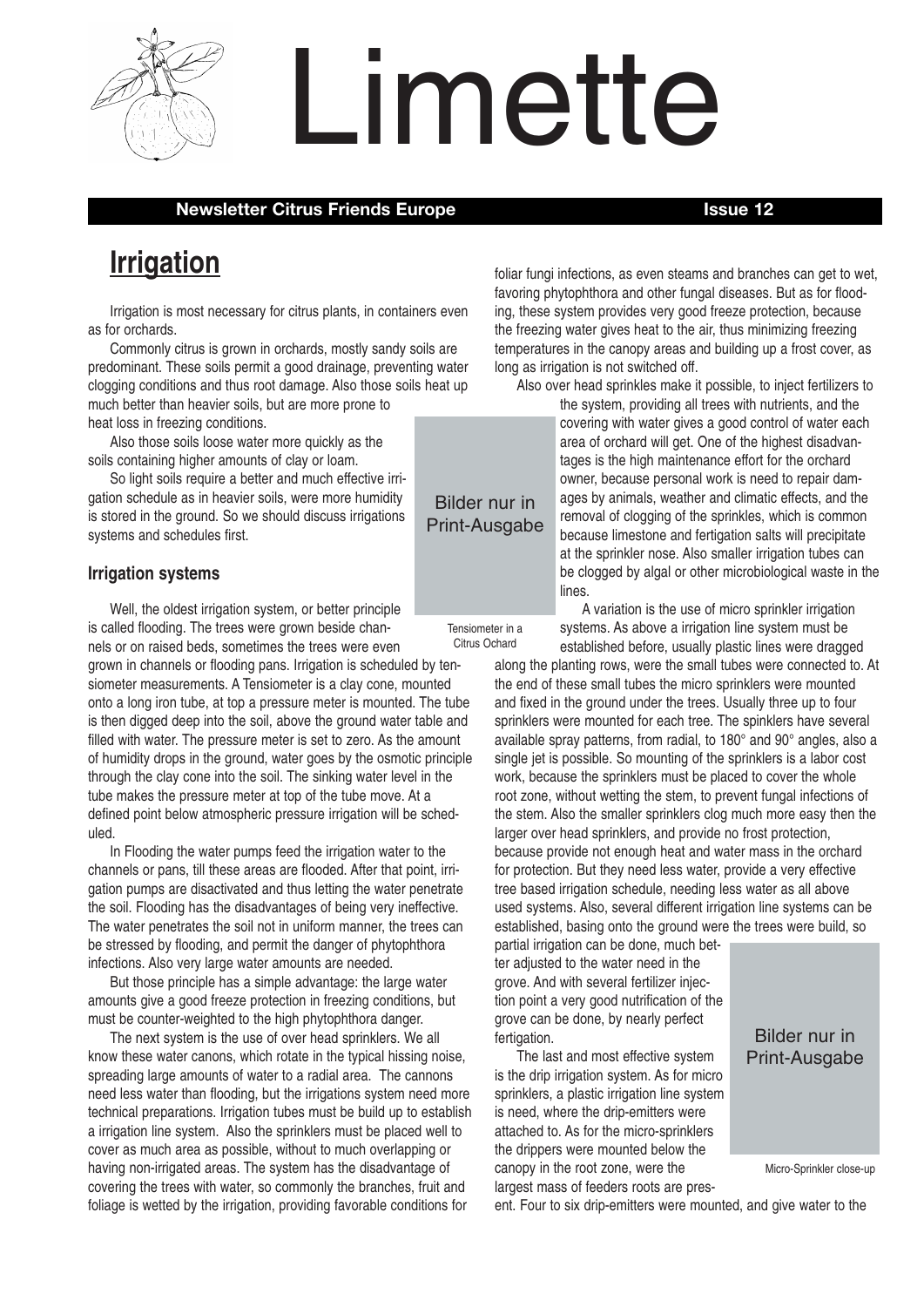# Limette

**Newsletter Citrus Friends Europe** **Issue 12**

## Irrigation

Irrigation is most necessary for citrus plants, in containers even as for orchards.

Commonly citrus is grown in orchards, mostly sandy soils are predominant. These soils permit a good drainage, preventing water clogging conditions and thus root damage. Also those soils heat up much better than heavier soils, but are more prone to heat loss in freezing conditions.

Also those soils loose water more quickly as the soils containing higher amounts of clay or loam.

So light soils require a better and much effective irrigation schedule as in heavier soils, were more humidity is stored in the ground. So we should discuss irrigations systems and schedules first.

### Irrigation systems

Well, the oldest irrigation system, or better principle is called flooding. The trees were grown beside channels or on raised beds, sometimes the trees were even grown in channels or flooding pans. Irrigation is scheduled by tensiometer measurements. A Tensiometer is a clay cone, mounted onto a long iron tube, at top a pressure meter is mounted. The tube is then digged deep into the soil, above the ground water table and filled with water. The pressure meter is set to zero. As the amount of humidity drops in the ground, water goes by the osmotic principle through the clay cone into the soil. The sinking water level in the tube makes the pressure meter at top of the tube move. At a defined point below atmospheric pressure irrigation will be scheduled.

In Flooding the water pumps feed the irrigation water to the channels or pans, till these areas are flooded. After that point, irrigation pumps are disactivated and thus letting the water penetrate the soil. Flooding has the disadvantages of being very ineffective. The water penetrates the soil not in uniform manner, the trees can be stressed by flooding, and permit the danger of phytophthora infections. Also very large water amounts are needed.

But those principle has a simple advantage: the large water amounts give a good freeze protection in freezing conditions, but must be counter-weighted to the high phytophthora danger.

The next system is the use of over head sprinklers. We all know these water canons, which rotate in the typical hissing noise, spreading large amounts of water to a radial area. The cannons need less water than flooding, but the irrigations system need more technical preparations. Irrigation tubes must be build up to establish a irrigation line system. Also the sprinklers must be placed well to cover as much area as possible, without to much overlapping or having non-irrigated areas. The system has the disadvantage of covering the trees with water, so commonly the branches, fruit and foliage is wetted by the irrigation, providing favorable conditions for foliar fungi infections, as even steams and branches can get to wet, favoring phytophthora and other fungal diseases. But as for flooding, these system provides very good freeze protection, because the freezing water gives heat to the air, thus minimizing freezing temperatures in the canopy areas and building up a frost cover, as long as irrigation is not switched off.

Also over head sprinkles make it possible, to inject fertilizers to the system, providing all trees with nutrients, and the covering with water gives a good control of water each area of orchard will get. One of the highest disadvantages is the high maintenance effort for the orchard owner, because personal work is need to repair damages by animals, weather and climatic effects, and the removal of clogging of the sprinkles, which is common because limestone and fertigation salts will precipitate at the sprinkler nose. Also smaller irrigation tubes can be clogged by algal or other microbiological waste in the lines.

Bilder nur in Print-Ausgabe

Tensiometer in a Citrus Ochard

A variation is the use of micro sprinkler irrigation systems. As above a irrigation line system must be established before, usually plastic lines were dragged along the planting rows, were the small tubes were connected to. At the end of these small tubes the micro sprinklers were mounted and fixed in the ground under the trees. Usually three up to four sprinklers were mounted for each tree. The spinklers have several available spray patterns, from radial, to 180° and 90° angles, also a single jet is possible. So mounting of the sprinklers is a labor cost work, because the sprinklers must be placed to cover the whole root zone, without wetting the stem, to prevent fungal infections of the stem. Also the smaller sprinklers clog much more easy then the larger over head sprinklers, and provide no frost protection, because provide not enough heat and water mass in the orchard for protection. But they need less water, provide a very effective tree based irrigation schedule, needing less water as all above used systems. Also, several different irrigation line systems can be established, basing onto the ground were the trees were build, so partial irrigation can be done, much better adjusted to the water need in the grove. And with several fertilizer injection point a very good nutrification of the grove can be done, by nearly perfect fertigation.

Bilder nur in Print-Ausgabe

Micro-Sprinkler close-up

The last and most effective system is the drip irrigation system. As for micro sprinklers, a plastic irrigation line system is need, where the drip-emitters were attached to. As for the micro-sprinklers the drippers were mounted below the canopy in the root zone, were the largest mass of feeders roots are present. Four to six drip-emitters were mounted, and give water to the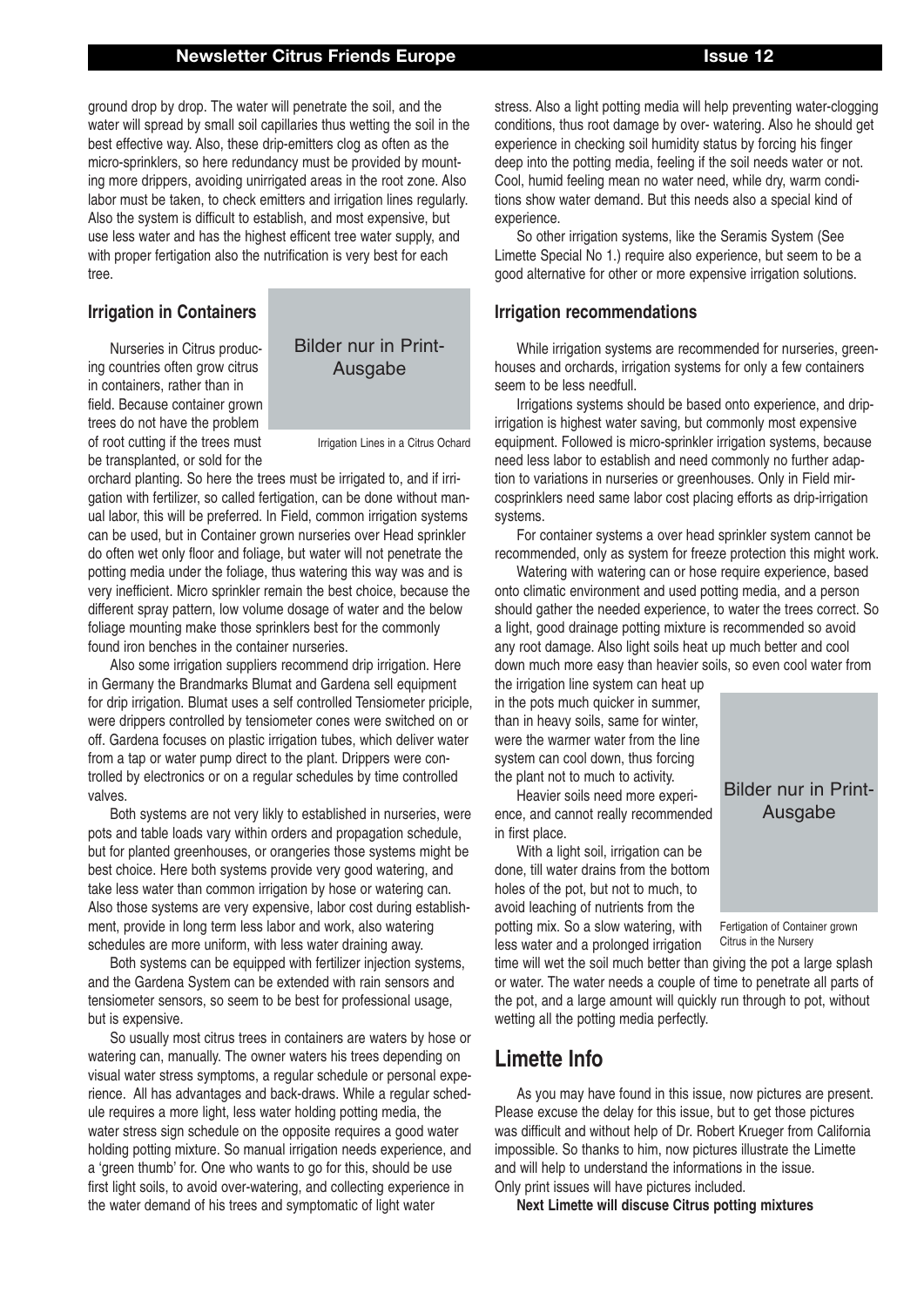ground drop by drop. The water will penetrate the soil, and the water will spread by small soil capillaries thus wetting the soil in the best effective way. Also, these drip-emitters clog as often as the micro-sprinklers, so here redundancy must be provided by mounting more drippers, avoiding unirrigated areas in the root zone. Also labor must be taken, to check emitters and irrigation lines regularly. Also the system is difficult to establish, and most expensive, but use less water and has the highest efficent tree water supply, and with proper fertigation also the nutrification is very best for each tree.

### Irrigation in Containers

Nurseries in Citrus producing countries often grow citrus in containers, rather than in field. Because container grown trees do not have the problem of root cutting if the trees must be transplanted, or sold for the orchard planting. So here the trees must be irrigated to, and if irrigation with fertilizer, so called fertigation, can be done without manual labor, this will be preferred. In Field, common irrigation systems can be used, but in Container grown nurseries over Head sprinkler do often wet only floor and foliage, but water will not penetrate the potting media under the foliage, thus watering this way was and is very inefficient. Micro sprinkler remain the best choice, because the different spray pattern, low volume dosage of water and the below foliage mounting make those sprinklers best for the commonly found iron benches in the container nurseries.

Bilder nur in Print-Ausgabe

Irrigation Lines in a Citrus Ochard

Also some irrigation suppliers recommend drip irrigation. Here in Germany the Brandmarks Blumat and Gardena sell equipment for drip irrigation. Blumat uses a self controlled Tensiometer priciple, were drippers controlled by tensiometer cones were switched on or off. Gardena focuses on plastic irrigation tubes, which deliver water from a tap or water pump direct to the plant. Drippers were controlled by electronics or on a regular schedules by time controlled valves.

Both systems are not very likly to established in nurseries, were pots and table loads vary within orders and propagation schedule, but for planted greenhouses, or orangeries those systems might be best choice. Here both systems provide very good watering, and take less water than common irrigation by hose or watering can. Also those systems are very expensive, labor cost during establishment, provide in long term less labor and work, also watering schedules are more uniform, with less water draining away.

Both systems can be equipped with fertilizer injection systems, and the Gardena System can be extended with rain sensors and tensiometer sensors, so seem to be best for professional usage, but is expensive.

So usually most citrus trees in containers are waters by hose or watering can, manually. The owner waters his trees depending on visual water stress symptoms, a regular schedule or personal experience. All has advantages and back-draws. While a regular schedule requires a more light, less water holding potting media, the water stress sign schedule on the opposite requires a good water holding potting mixture. So manual irrigation needs experience, and a 'green thumb' for. One who wants to go for this, should be use first light soils, to avoid over-watering, and collecting experience in the water demand of his trees and symptomatic of light water stress. Also a light potting media will help preventing water-clogging conditions, thus root damage by over- watering. Also he should get experience in checking soil humidity status by forcing his finger deep into the potting media, feeling if the soil needs water or not. Cool, humid feeling mean no water need, while dry, warm conditions show water demand. But this needs also a special kind of experience.

So other irrigation systems, like the Seramis System (See Limette Special No 1.) require also experience, but seem to be a good alternative for other or more expensive irrigation solutions.

### Irrigation recommendations

While irrigation systems are recommended for nurseries, greenhouses and orchards, irrigation systems for only a few containers seem to be less needfull.

Irrigations systems should be based onto experience, and drip-irrigation is highest water saving, but commonly most expensive equipment. Followed is micro-sprinkler irrigation systems, because need less labor to establish and need commonly no further adaption to variations in nurseries or greenhouses. Only in Field mircosprinklers need same labor cost placing efforts as drip-irrigation systems.

For container systems a over head sprinkler system cannot be recommended, only as system for freeze protection this might work.

Watering with watering can or hose require experience, based onto climatic environment and used potting media, and a person should gather the needed experience, to water the trees correct. So a light, good drainage potting mixture is recommended so avoid any root damage. Also light soils heat up much better and cool down much more easy than heavier soils, so even cool water from the irrigation line system can heat up in the pots much quicker in summer, than in heavy soils, same for winter, were the warmer water from the line system can cool down, thus forcing the plant not to much to activity.

Heavier soils need more experience, and cannot really recommended in first place.

With a light soil, irrigation can be done, till water drains from the bottom holes of the pot, but not to much, to avoid leaching of nutrients from the potting mix. So a slow watering, with less water and a prolonged irrigation time will wet the soil much better than giving the pot a large splash or water. The water needs a couple of time to penetrate all parts of the pot, and a large amount will quickly run through to pot, without wetting all the potting media perfectly.

Bilder nur in Print-Ausgabe

Fertigation of Container grown Citrus in the Nursery

## Limette Info

As you may have found in this issue, now pictures are present. Please excuse the delay for this issue, but to get those pictures was difficult and without help of Dr. Robert Krueger from California impossible. So thanks to him, now pictures illustrate the Limette and will help to understand the informations in the issue. Only print issues will have pictures included.

**Next Limette will discuse Citrus potting mixtures**